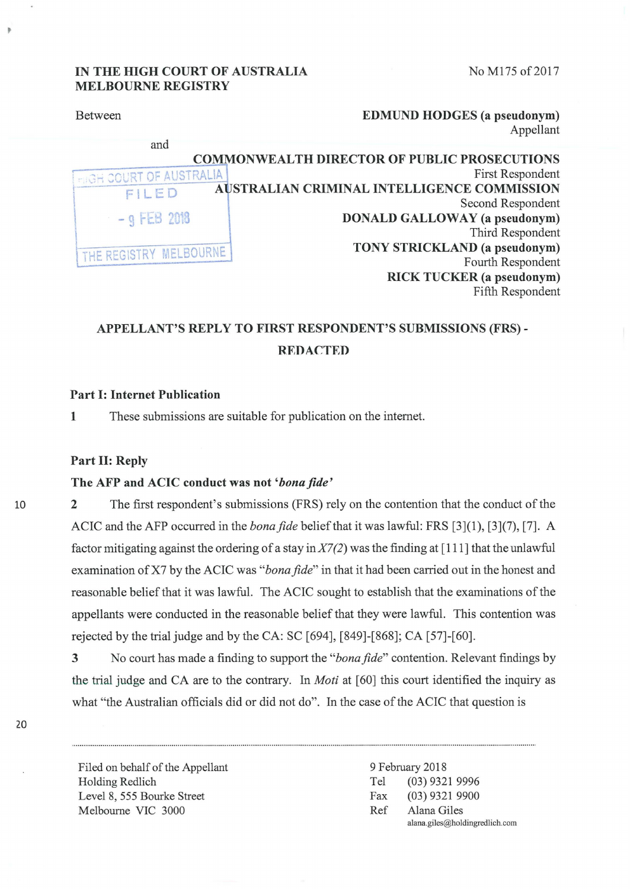IN THE HIGH COURT OF AUSTRALIA
MELBOURNE REGISTRY

No M175 of 2017

Between

**EDMUND HODGES (a pseudonym)**
Appellant

and

**COMMONWEALTH DIRECTOR OF PUBLIC PROSECUTIONS**
First Respondent

**AUSTRALIAN CRIMINAL INTELLIGENCE COMMISSION**
Second Respondent

**DONALD GALLOWAY (a pseudonym)**
Third Respondent

**TONY STRICKLAND (a pseudonym)**
Fourth Respondent

**RICK TUCKER (a pseudonym)**
Fifth Respondent

HIGH COURT OF AUSTRALIA
FILED
- 9 FEB 2018
THE REGISTRY MELBOURNE

## APPELLANT'S REPLY TO FIRST RESPONDENT'S SUBMISSIONS (FRS) - REDACTED

### Part I: Internet Publication

1 These submissions are suitable for publication on the internet.

### Part II: Reply

**The AFP and ACIC conduct was not '*bona fide*'**

2 The first respondent's submissions (FRS) rely on the contention that the conduct of the ACIC and the AFP occurred in the *bona fide* belief that it was lawful: FRS [3](1), [3](7), [7]. A factor mitigating against the ordering of a stay in *X7(2)* was the finding at [111] that the unlawful examination of X7 by the ACIC was "*bona fide*" in that it had been carried out in the honest and reasonable belief that it was lawful. The ACIC sought to establish that the examinations of the appellants were conducted in the reasonable belief that they were lawful. This contention was rejected by the trial judge and by the CA: SC [694], [849]-[868]; CA [57]-[60].

3 No court has made a finding to support the "*bona fide*" contention. Relevant findings by the trial judge and CA are to the contrary. In *Moti* at [60] this court identified the inquiry as what "the Australian officials did or did not do". In the case of the ACIC that question is

Filed on behalf of the Appellant
Holding Redlich
Level 8, 555 Bourke Street
Melbourne VIC 3000

9 February 2018
Tel (03) 9321 9996
Fax (03) 9321 9900
Ref Alana Giles
alana.giles@holdingredlich.com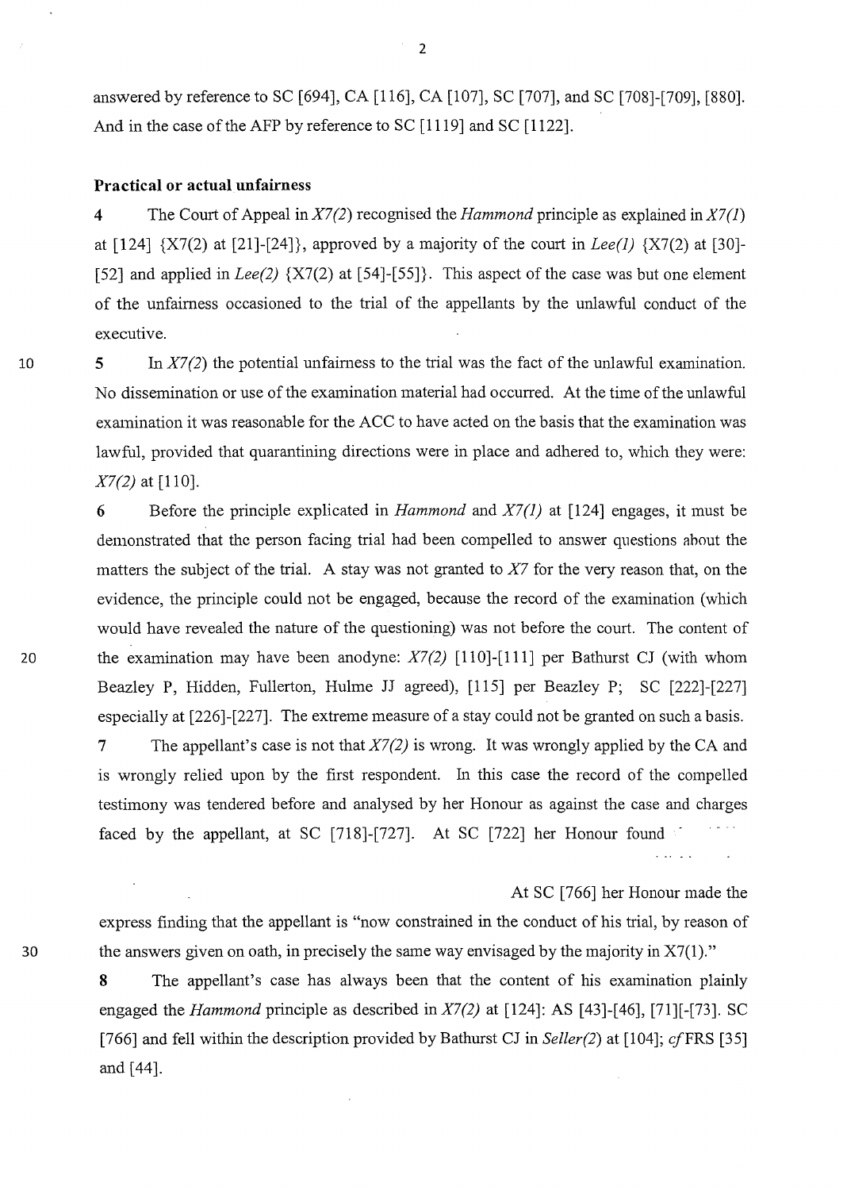answered by reference to SC [694], CA [116], CA [107], SC [707], and SC [708]-[709], [880]. And in the case of the AFP by reference to SC [1119] and SC [1122].

**Practical or actual unfairness**

**4** The Court of Appeal in *X7(2)* recognised the *Hammond* principle as explained in *X7(1)* at [124] {X7(2) at [21]-[24]}, approved by a majority of the court in *Lee(1)* {X7(2) at [30]-[52] and applied in *Lee(2)* {X7(2) at [54]-[55]}. This aspect of the case was but one element of the unfairness occasioned to the trial of the appellants by the unlawful conduct of the executive.

**5** In *X7(2)* the potential unfairness to the trial was the fact of the unlawful examination. No dissemination or use of the examination material had occurred. At the time of the unlawful examination it was reasonable for the ACC to have acted on the basis that the examination was lawful, provided that quarantining directions were in place and adhered to, which they were: *X7(2)* at [110].

**6** Before the principle explicated in *Hammond* and *X7(1)* at [124] engages, it must be demonstrated that the person facing trial had been compelled to answer questions about the matters the subject of the trial. A stay was not granted to *X7* for the very reason that, on the evidence, the principle could not be engaged, because the record of the examination (which would have revealed the nature of the questioning) was not before the court. The content of the examination may have been anodyne: *X7(2)* [110]-[111] per Bathurst CJ (with whom Beazley P, Hidden, Fullerton, Hulme JJ agreed), [115] per Beazley P; SC [222]-[227] especially at [226]-[227]. The extreme measure of a stay could not be granted on such a basis.

**7** The appellant's case is not that *X7(2)* is wrong. It was wrongly applied by the CA and is wrongly relied upon by the first respondent. In this case the record of the compelled testimony was tendered before and analysed by her Honour as against the case and charges faced by the appellant, at SC [718]-[727]. At SC [722] her Honour found

At SC [766] her Honour made the express finding that the appellant is "now constrained in the conduct of his trial, by reason of the answers given on oath, in precisely the same way envisaged by the majority in X7(1)."

**8** The appellant's case has always been that the content of his examination plainly engaged the *Hammond* principle as described in *X7(2)* at [124]: AS [43]-[46], [71][-[73]. SC [766] and fell within the description provided by Bathurst CJ in *Seller(2)* at [104]; *cf* FRS [35] and [44].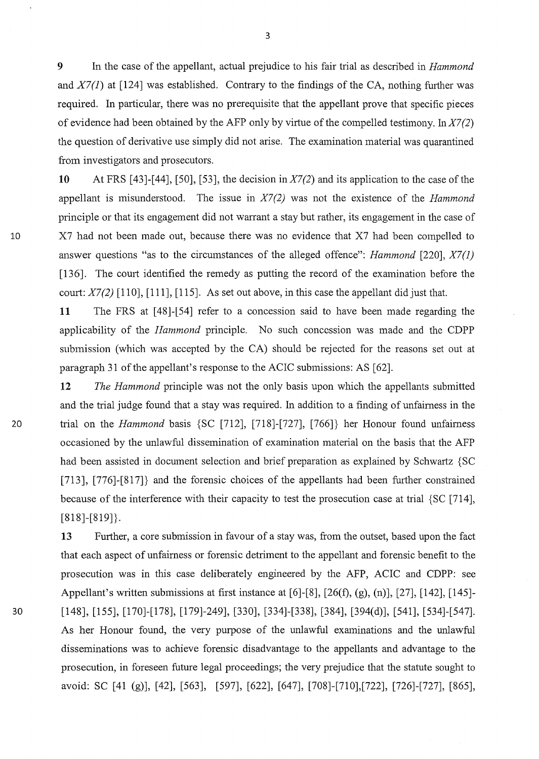**9** In the case of the appellant, actual prejudice to his fair trial as described in *Hammond* and *X7(1)* at [124] was established. Contrary to the findings of the CA, nothing further was required. In particular, there was no prerequisite that the appellant prove that specific pieces of evidence had been obtained by the AFP only by virtue of the compelled testimony. In *X7(2)* the question of derivative use simply did not arise. The examination material was quarantined from investigators and prosecutors.

**10** At FRS [43]-[44], [50], [53], the decision in *X7(2)* and its application to the case of the appellant is misunderstood. The issue in *X7(2)* was not the existence of the *Hammond* principle or that its engagement did not warrant a stay but rather, its engagement in the case of X7 had not been made out, because there was no evidence that X7 had been compelled to answer questions "as to the circumstances of the alleged offence": *Hammond* [220], *X7(1)* [136]. The court identified the remedy as putting the record of the examination before the court: *X7(2)* [110], [111], [115]. As set out above, in this case the appellant did just that.

**11** The FRS at [48]-[54] refer to a concession said to have been made regarding the applicability of the *Hammond* principle. No such concession was made and the CDPP submission (which was accepted by the CA) should be rejected for the reasons set out at paragraph 31 of the appellant's response to the ACIC submissions: AS [62].

**12** *The Hammond* principle was not the only basis upon which the appellants submitted and the trial judge found that a stay was required. In addition to a finding of unfairness in the trial on the *Hammond* basis {SC [712], [718]-[727], [766]} her Honour found unfairness occasioned by the unlawful dissemination of examination material on the basis that the AFP had been assisted in document selection and brief preparation as explained by Schwartz {SC [713], [776]-[817]} and the forensic choices of the appellants had been further constrained because of the interference with their capacity to test the prosecution case at trial {SC [714], [818]-[819]}.

**13** Further, a core submission in favour of a stay was, from the outset, based upon the fact that each aspect of unfairness or forensic detriment to the appellant and forensic benefit to the prosecution was in this case deliberately engineered by the AFP, ACIC and CDPP: see Appellant's written submissions at first instance at [6]-[8], [26(f), (g), (n)], [27], [142], [145]-[148], [155], [170]-[178], [179]-249], [330], [334]-[338], [384], [394(d)], [541], [534]-[547]. As her Honour found, the very purpose of the unlawful examinations and the unlawful disseminations was to achieve forensic disadvantage to the appellants and advantage to the prosecution, in foreseen future legal proceedings; the very prejudice that the statute sought to avoid: SC [41 (g)], [42], [563], [597], [622], [647], [708]-[710],[722], [726]-[727], [865],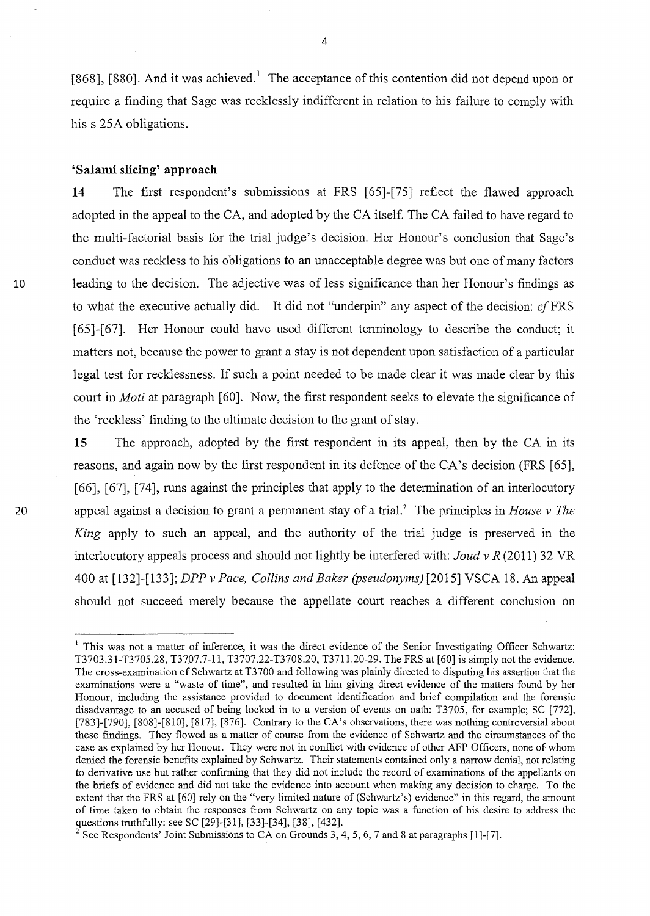[868], [880]. And it was achieved.[1] The acceptance of this contention did not depend upon or require a finding that Sage was recklessly indifferent in relation to his failure to comply with his s 25A obligations.

### 'Salami slicing' approach

**14** The first respondent's submissions at FRS [65]-[75] reflect the flawed approach adopted in the appeal to the CA, and adopted by the CA itself. The CA failed to have regard to the multi-factorial basis for the trial judge's decision. Her Honour's conclusion that Sage's conduct was reckless to his obligations to an unacceptable degree was but one of many factors leading to the decision. The adjective was of less significance than her Honour's findings as to what the executive actually did. It did not "underpin" any aspect of the decision: *cf* FRS [65]-[67]. Her Honour could have used different terminology to describe the conduct; it matters not, because the power to grant a stay is not dependent upon satisfaction of a particular legal test for recklessness. If such a point needed to be made clear it was made clear by this court in *Moti* at paragraph [60]. Now, the first respondent seeks to elevate the significance of the 'reckless' finding to the ultimate decision to the grant of stay.

**15** The approach, adopted by the first respondent in its appeal, then by the CA in its reasons, and again now by the first respondent in its defence of the CA's decision (FRS [65], [66], [67], [74], runs against the principles that apply to the determination of an interlocutory appeal against a decision to grant a permanent stay of a trial.[2] The principles in *House v The King* apply to such an appeal, and the authority of the trial judge is preserved in the interlocutory appeals process and should not lightly be interfered with: *Joud v R* (2011) 32 VR 400 at [132]-[133]; *DPP v Pace, Collins and Baker (pseudonyms)* [2015] VSCA 18. An appeal should not succeed merely because the appellate court reaches a different conclusion on

---

[1] This was not a matter of inference, it was the direct evidence of the Senior Investigating Officer Schwartz: T3703.31-T3705.28, T3707.7-11, T3707.22-T3708.20, T3711.20-29. The FRS at [60] is simply not the evidence. The cross-examination of Schwartz at T3700 and following was plainly directed to disputing his assertion that the examinations were a "waste of time", and resulted in him giving direct evidence of the matters found by her Honour, including the assistance provided to document identification and brief compilation and the forensic disadvantage to an accused of being locked in to a version of events on oath: T3705, for example; SC [772], [783]-[790], [808]-[810], [817], [876]. Contrary to the CA's observations, there was nothing controversial about these findings. They flowed as a matter of course from the evidence of Schwartz and the circumstances of the case as explained by her Honour. They were not in conflict with evidence of other AFP Officers, none of whom denied the forensic benefits explained by Schwartz. Their statements contained only a narrow denial, not relating to derivative use but rather confirming that they did not include the record of examinations of the appellants on the briefs of evidence and did not take the evidence into account when making any decision to charge. To the extent that the FRS at [60] rely on the "very limited nature of (Schwartz's) evidence" in this regard, the amount of time taken to obtain the responses from Schwartz on any topic was a function of his desire to address the questions truthfully: see SC [29]-[31], [33]-[34], [38], [432].

[2] See Respondents' Joint Submissions to CA on Grounds 3, 4, 5, 6, 7 and 8 at paragraphs [1]-[7].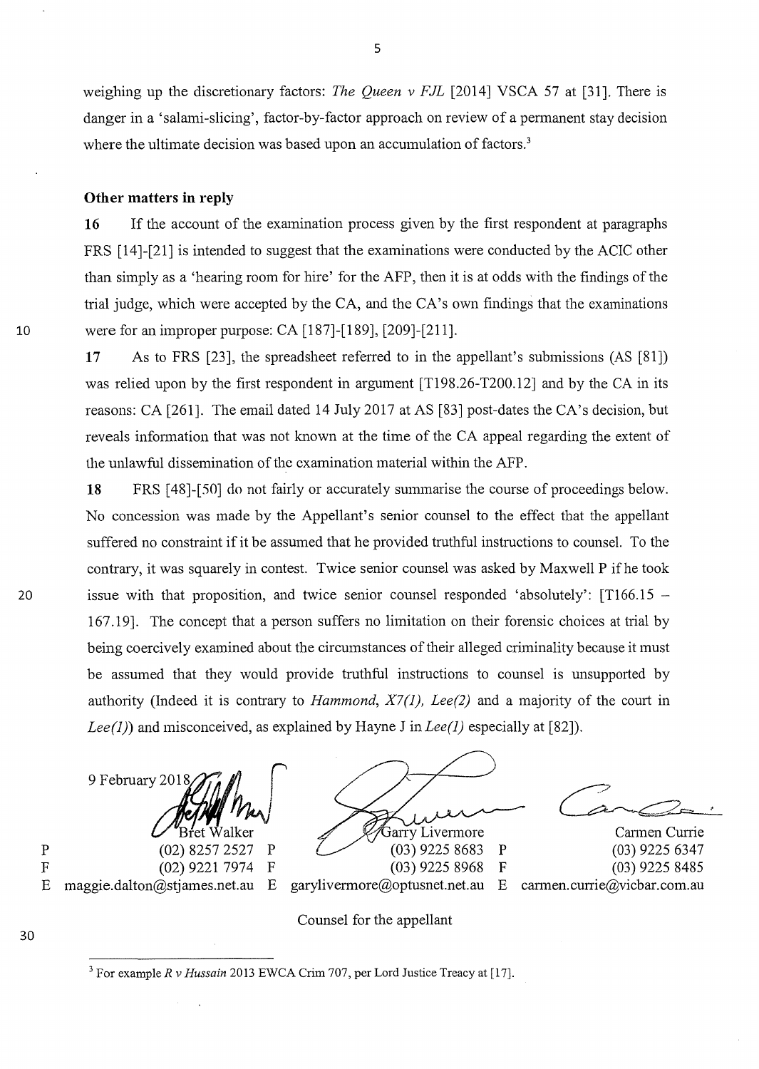weighing up the discretionary factors: *The Queen v FJL* [2014] VSCA 57 at [31]. There is danger in a 'salami-slicing', factor-by-factor approach on review of a permanent stay decision where the ultimate decision was based upon an accumulation of factors.[3]

### Other matters in reply

**16** If the account of the examination process given by the first respondent at paragraphs FRS [14]-[21] is intended to suggest that the examinations were conducted by the ACIC other than simply as a 'hearing room for hire' for the AFP, then it is at odds with the findings of the trial judge, which were accepted by the CA, and the CA's own findings that the examinations were for an improper purpose: CA [187]-[189], [209]-[211].

**17** As to FRS [23], the spreadsheet referred to in the appellant's submissions (AS [81]) was relied upon by the first respondent in argument [T198.26-T200.12] and by the CA in its reasons: CA [261]. The email dated 14 July 2017 at AS [83] post-dates the CA's decision, but reveals information that was not known at the time of the CA appeal regarding the extent of the unlawful dissemination of the examination material within the AFP.

**18** FRS [48]-[50] do not fairly or accurately summarise the course of proceedings below. No concession was made by the Appellant's senior counsel to the effect that the appellant suffered no constraint if it be assumed that he provided truthful instructions to counsel. To the contrary, it was squarely in contest. Twice senior counsel was asked by Maxwell P if he took issue with that proposition, and twice senior counsel responded 'absolutely': [T166.15 – 167.19]. The concept that a person suffers no limitation on their forensic choices at trial by being coercively examined about the circumstances of their alleged criminality because it must be assumed that they would provide truthful instructions to counsel is unsupported by authority (Indeed it is contrary to *Hammond*, *X7(1)*, *Lee(2)* and a majority of the court in *Lee(1)*) and misconceived, as explained by Hayne J in *Lee(1)* especially at [82]).

9 February 2018

| Bret Walker | Garry Livermore | Carmen Currie |
|---|---|---|
| P (02) 8257 2527 | P (03) 9225 8683 | P (03) 9225 6347 |
| F (02) 9221 7974 | F (03) 9225 8968 | F (03) 9225 8485 |
| E maggie.dalton@stjames.net.au | E garylivermore@optusnet.net.au | E carmen.currie@vicbar.com.au |

Counsel for the appellant

---

[3] For example *R v Hussain* 2013 EWCA Crim 707, per Lord Justice Treacy at [17].